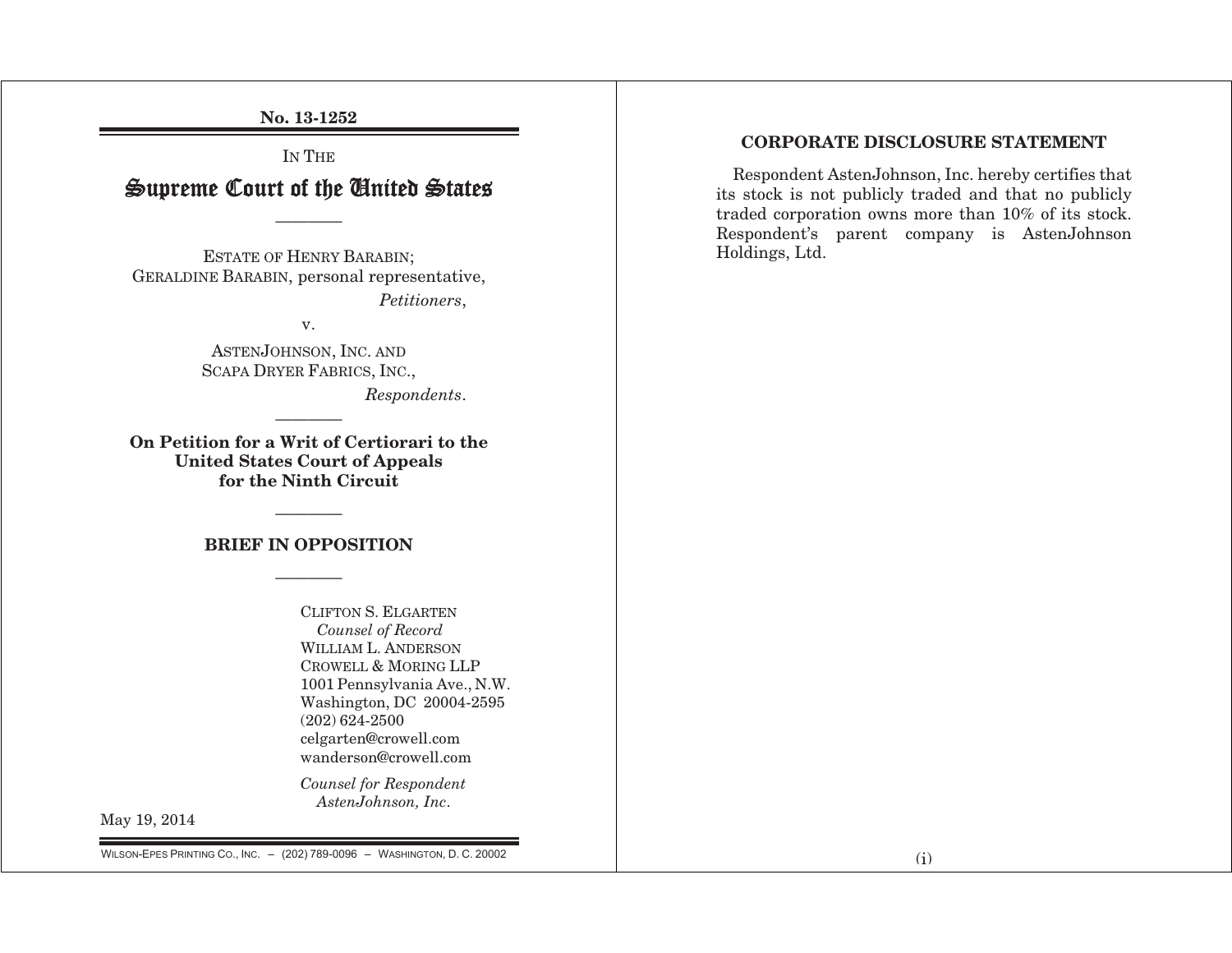No. 13-1252

IN THE

# Supreme Court of the United States

---

ESTATE OF HENRY BARABIN;
GERALDINE BARABIN, personal representative,

*Petitioners*,

v.

ASTENJOHNSON, INC. AND
SCAPA DRYER FABRICS, INC.,

*Respondents*.

---

**On Petition for a Writ of Certiorari to the United States Court of Appeals for the Ninth Circuit**

---

## BRIEF IN OPPOSITION

---

CLIFTON S. ELGARTEN
*Counsel of Record*
WILLIAM L. ANDERSON
CROWELL & MORING LLP
1001 Pennsylvania Ave., N.W.
Washington, DC 20004-2595
(202) 624-2500
celgarten@crowell.com
wanderson@crowell.com

*Counsel for Respondent AstenJohnson, Inc.*

May 19, 2014

WILSON-EPES PRINTING CO., INC. – (202) 789-0096 – WASHINGTON, D. C. 20002

## CORPORATE DISCLOSURE STATEMENT

Respondent AstenJohnson, Inc. hereby certifies that its stock is not publicly traded and that no publicly traded corporation owns more than 10% of its stock. Respondent's parent company is AstenJohnson Holdings, Ltd.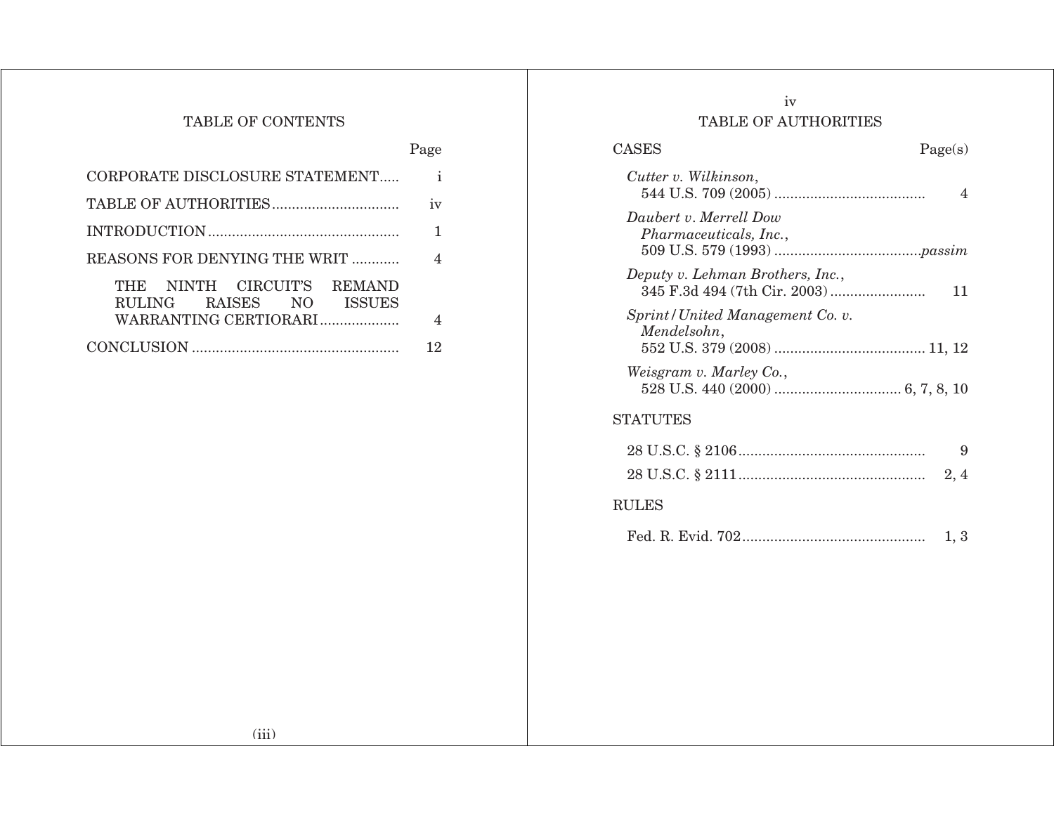## TABLE OF CONTENTS

| | Page |
|---|---|
| CORPORATE DISCLOSURE STATEMENT | i |
| TABLE OF AUTHORITIES | iv |
| INTRODUCTION | 1 |
| REASONS FOR DENYING THE WRIT | 4 |
| THE NINTH CIRCUIT'S REMAND RULING RAISES NO ISSUES WARRANTING CERTIORARI | 4 |
| CONCLUSION | 12 |

## TABLE OF AUTHORITIES

| CASES | Page(s) |
|---|---|
| *Cutter v. Wilkinson*, 544 U.S. 709 (2005) | 4 |
| *Daubert v. Merrell Dow Pharmaceuticals, Inc.*, 509 U.S. 579 (1993) | *passim* |
| *Deputy v. Lehman Brothers, Inc.*, 345 F.3d 494 (7th Cir. 2003) | 11 |
| *Sprint/United Management Co. v. Mendelsohn*, 552 U.S. 379 (2008) | 11, 12 |
| *Weisgram v. Marley Co.*, 528 U.S. 440 (2000) | 6, 7, 8, 10 |

| STATUTES | |
|---|---|
| 28 U.S.C. § 2106 | 9 |
| 28 U.S.C. § 2111 | 2, 4 |

| RULES | |
|---|---|
| Fed. R. Evid. 702 | 1, 3 |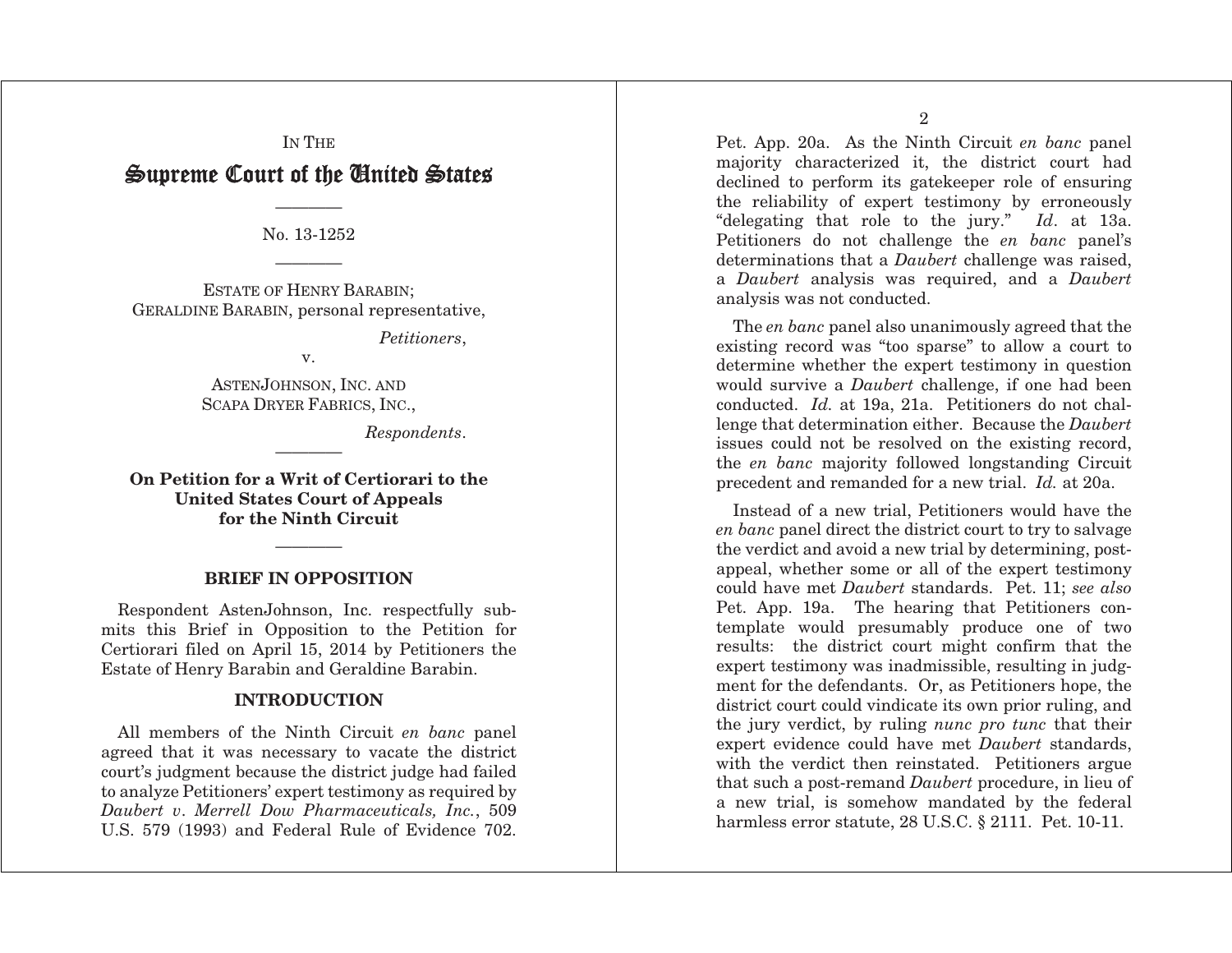IN THE

# Supreme Court of the United States

No. 13-1252

ESTATE OF HENRY BARABIN;
GERALDINE BARABIN, personal representative,

*Petitioners*,

v.

ASTENJOHNSON, INC. AND
SCAPA DRYER FABRICS, INC.,

*Respondents*.

**On Petition for a Writ of Certiorari to the United States Court of Appeals for the Ninth Circuit**

## BRIEF IN OPPOSITION

Respondent AstenJohnson, Inc. respectfully submits this Brief in Opposition to the Petition for Certiorari filed on April 15, 2014 by Petitioners the Estate of Henry Barabin and Geraldine Barabin.

## INTRODUCTION

All members of the Ninth Circuit *en banc* panel agreed that it was necessary to vacate the district court's judgment because the district judge had failed to analyze Petitioners' expert testimony as required by *Daubert v. Merrell Dow Pharmaceuticals, Inc.*, 509 U.S. 579 (1993) and Federal Rule of Evidence 702. Pet. App. 20a. As the Ninth Circuit *en banc* panel majority characterized it, the district court had declined to perform its gatekeeper role of ensuring the reliability of expert testimony by erroneously "delegating that role to the jury." *Id*. at 13a. Petitioners do not challenge the *en banc* panel's determinations that a *Daubert* challenge was raised, a *Daubert* analysis was required, and a *Daubert* analysis was not conducted.

The *en banc* panel also unanimously agreed that the existing record was "too sparse" to allow a court to determine whether the expert testimony in question would survive a *Daubert* challenge, if one had been conducted. *Id.* at 19a, 21a. Petitioners do not challenge that determination either. Because the *Daubert* issues could not be resolved on the existing record, the *en banc* majority followed longstanding Circuit precedent and remanded for a new trial. *Id.* at 20a.

Instead of a new trial, Petitioners would have the *en banc* panel direct the district court to try to salvage the verdict and avoid a new trial by determining, post-appeal, whether some or all of the expert testimony could have met *Daubert* standards. Pet. 11; *see also* Pet. App. 19a. The hearing that Petitioners contemplate would presumably produce one of two results: the district court might confirm that the expert testimony was inadmissible, resulting in judgment for the defendants. Or, as Petitioners hope, the district court could vindicate its own prior ruling, and the jury verdict, by ruling *nunc pro tunc* that their expert evidence could have met *Daubert* standards, with the verdict then reinstated. Petitioners argue that such a post-remand *Daubert* procedure, in lieu of a new trial, is somehow mandated by the federal harmless error statute, 28 U.S.C. § 2111. Pet. 10-11.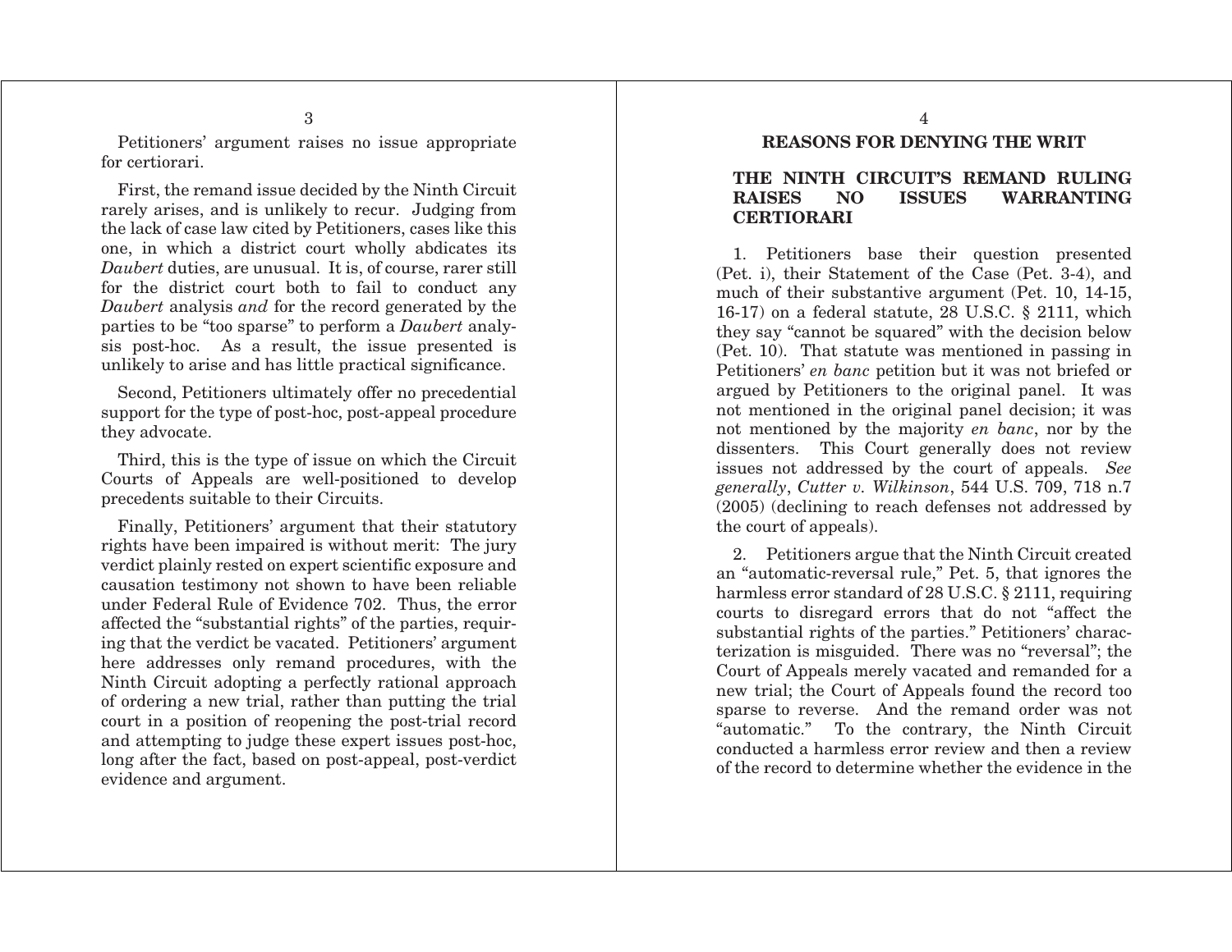Petitioners' argument raises no issue appropriate for certiorari.

First, the remand issue decided by the Ninth Circuit rarely arises, and is unlikely to recur. Judging from the lack of case law cited by Petitioners, cases like this one, in which a district court wholly abdicates its *Daubert* duties, are unusual. It is, of course, rarer still for the district court both to fail to conduct any *Daubert* analysis *and* for the record generated by the parties to be "too sparse" to perform a *Daubert* analysis post-hoc. As a result, the issue presented is unlikely to arise and has little practical significance.

Second, Petitioners ultimately offer no precedential support for the type of post-hoc, post-appeal procedure they advocate.

Third, this is the type of issue on which the Circuit Courts of Appeals are well-positioned to develop precedents suitable to their Circuits.

Finally, Petitioners' argument that their statutory rights have been impaired is without merit: The jury verdict plainly rested on expert scientific exposure and causation testimony not shown to have been reliable under Federal Rule of Evidence 702. Thus, the error affected the "substantial rights" of the parties, requiring that the verdict be vacated. Petitioners' argument here addresses only remand procedures, with the Ninth Circuit adopting a perfectly rational approach of ordering a new trial, rather than putting the trial court in a position of reopening the post-trial record and attempting to judge these expert issues post-hoc, long after the fact, based on post-appeal, post-verdict evidence and argument.

## REASONS FOR DENYING THE WRIT

### THE NINTH CIRCUIT'S REMAND RULING RAISES NO ISSUES WARRANTING CERTIORARI

1. Petitioners base their question presented (Pet. i), their Statement of the Case (Pet. 3-4), and much of their substantive argument (Pet. 10, 14-15, 16-17) on a federal statute, 28 U.S.C. § 2111, which they say "cannot be squared" with the decision below (Pet. 10). That statute was mentioned in passing in Petitioners' *en banc* petition but it was not briefed or argued by Petitioners to the original panel. It was not mentioned in the original panel decision; it was not mentioned by the majority *en banc*, nor by the dissenters. This Court generally does not review issues not addressed by the court of appeals. *See generally*, *Cutter v. Wilkinson*, 544 U.S. 709, 718 n.7 (2005) (declining to reach defenses not addressed by the court of appeals).

2. Petitioners argue that the Ninth Circuit created an "automatic-reversal rule," Pet. 5, that ignores the harmless error standard of 28 U.S.C. § 2111, requiring courts to disregard errors that do not "affect the substantial rights of the parties." Petitioners' characterization is misguided. There was no "reversal"; the Court of Appeals merely vacated and remanded for a new trial; the Court of Appeals found the record too sparse to reverse. And the remand order was not "automatic." To the contrary, the Ninth Circuit conducted a harmless error review and then a review of the record to determine whether the evidence in the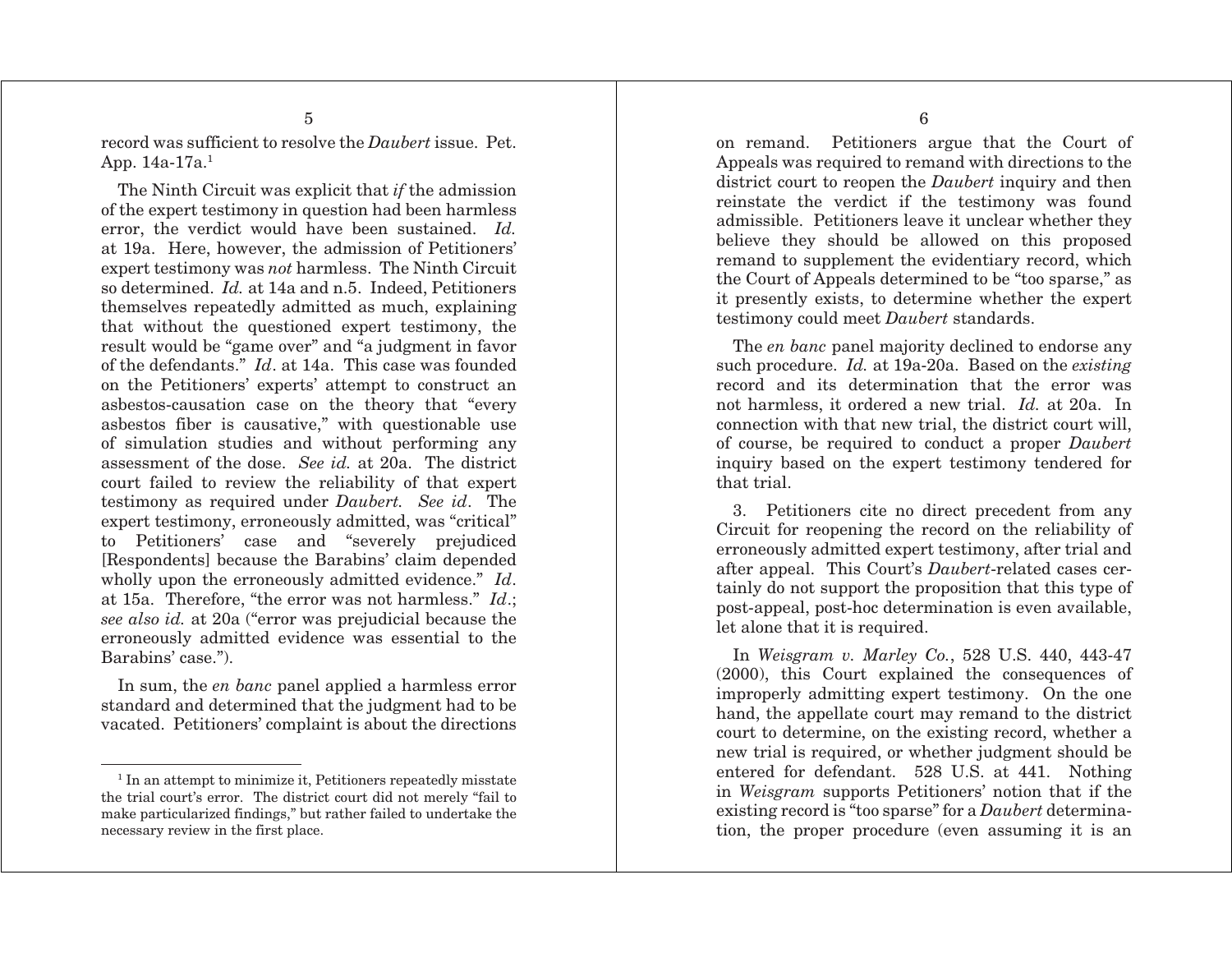record was sufficient to resolve the *Daubert* issue. Pet. App. 14a-17a.[1]

The Ninth Circuit was explicit that *if* the admission of the expert testimony in question had been harmless error, the verdict would have been sustained. *Id.* at 19a. Here, however, the admission of Petitioners' expert testimony was *not* harmless. The Ninth Circuit so determined. *Id.* at 14a and n.5. Indeed, Petitioners themselves repeatedly admitted as much, explaining that without the questioned expert testimony, the result would be "game over" and "a judgment in favor of the defendants." *Id*. at 14a. This case was founded on the Petitioners' experts' attempt to construct an asbestos-causation case on the theory that "every asbestos fiber is causative," with questionable use of simulation studies and without performing any assessment of the dose. *See id.* at 20a. The district court failed to review the reliability of that expert testimony as required under *Daubert. See id*. The expert testimony, erroneously admitted, was "critical" to Petitioners' case and "severely prejudiced [Respondents] because the Barabins' claim depended wholly upon the erroneously admitted evidence." *Id*. at 15a. Therefore, "the error was not harmless." *Id*.; *see also id.* at 20a ("error was prejudicial because the erroneously admitted evidence was essential to the Barabins' case.").

In sum, the *en banc* panel applied a harmless error standard and determined that the judgment had to be vacated. Petitioners' complaint is about the directions on remand. Petitioners argue that the Court of Appeals was required to remand with directions to the district court to reopen the *Daubert* inquiry and then reinstate the verdict if the testimony was found admissible. Petitioners leave it unclear whether they believe they should be allowed on this proposed remand to supplement the evidentiary record, which the Court of Appeals determined to be "too sparse," as it presently exists, to determine whether the expert testimony could meet *Daubert* standards.

The *en banc* panel majority declined to endorse any such procedure. *Id.* at 19a-20a. Based on the *existing* record and its determination that the error was not harmless, it ordered a new trial. *Id.* at 20a. In connection with that new trial, the district court will, of course, be required to conduct a proper *Daubert* inquiry based on the expert testimony tendered for that trial.

3. Petitioners cite no direct precedent from any Circuit for reopening the record on the reliability of erroneously admitted expert testimony, after trial and after appeal. This Court's *Daubert*-related cases certainly do not support the proposition that this type of post-appeal, post-hoc determination is even available, let alone that it is required.

In *Weisgram v. Marley Co.*, 528 U.S. 440, 443-47 (2000), this Court explained the consequences of improperly admitting expert testimony. On the one hand, the appellate court may remand to the district court to determine, on the existing record, whether a new trial is required, or whether judgment should be entered for defendant. 528 U.S. at 441. Nothing in *Weisgram* supports Petitioners' notion that if the existing record is "too sparse" for a *Daubert* determination, the proper procedure (even assuming it is an

---

[1] In an attempt to minimize it, Petitioners repeatedly misstate the trial court's error. The district court did not merely "fail to make particularized findings," but rather failed to undertake the necessary review in the first place.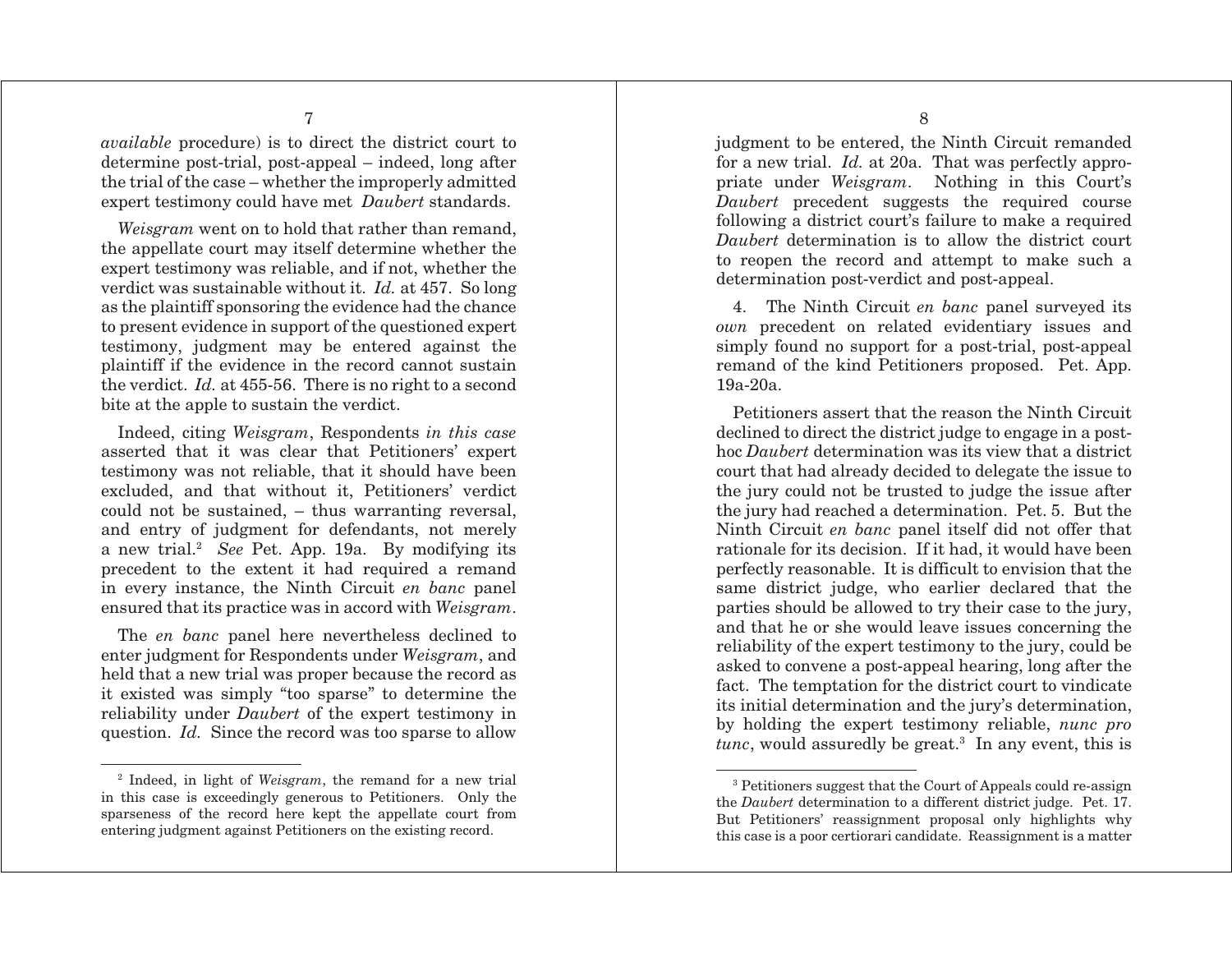*available* procedure) is to direct the district court to determine post-trial, post-appeal – indeed, long after the trial of the case – whether the improperly admitted expert testimony could have met *Daubert* standards.

*Weisgram* went on to hold that rather than remand, the appellate court may itself determine whether the expert testimony was reliable, and if not, whether the verdict was sustainable without it. *Id.* at 457. So long as the plaintiff sponsoring the evidence had the chance to present evidence in support of the questioned expert testimony, judgment may be entered against the plaintiff if the evidence in the record cannot sustain the verdict. *Id.* at 455-56. There is no right to a second bite at the apple to sustain the verdict.

Indeed, citing *Weisgram*, Respondents *in this case* asserted that it was clear that Petitioners' expert testimony was not reliable, that it should have been excluded, and that without it, Petitioners' verdict could not be sustained, – thus warranting reversal, and entry of judgment for defendants, not merely a new trial.[2] *See* Pet. App. 19a. By modifying its precedent to the extent it had required a remand in every instance, the Ninth Circuit *en banc* panel ensured that its practice was in accord with *Weisgram*.

The *en banc* panel here nevertheless declined to enter judgment for Respondents under *Weisgram*, and held that a new trial was proper because the record as it existed was simply "too sparse" to determine the reliability under *Daubert* of the expert testimony in question. *Id.* Since the record was too sparse to allow judgment to be entered, the Ninth Circuit remanded for a new trial. *Id.* at 20a. That was perfectly appropriate under *Weisgram*. Nothing in this Court's *Daubert* precedent suggests the required course following a district court's failure to make a required *Daubert* determination is to allow the district court to reopen the record and attempt to make such a determination post-verdict and post-appeal.

4. The Ninth Circuit *en banc* panel surveyed its *own* precedent on related evidentiary issues and simply found no support for a post-trial, post-appeal remand of the kind Petitioners proposed. Pet. App. 19a-20a.

Petitioners assert that the reason the Ninth Circuit declined to direct the district judge to engage in a post-hoc *Daubert* determination was its view that a district court that had already decided to delegate the issue to the jury could not be trusted to judge the issue after the jury had reached a determination. Pet. 5. But the Ninth Circuit *en banc* panel itself did not offer that rationale for its decision. If it had, it would have been perfectly reasonable. It is difficult to envision that the same district judge, who earlier declared that the parties should be allowed to try their case to the jury, and that he or she would leave issues concerning the reliability of the expert testimony to the jury, could be asked to convene a post-appeal hearing, long after the fact. The temptation for the district court to vindicate its initial determination and the jury's determination, by holding the expert testimony reliable, *nunc pro tunc*, would assuredly be great.[3] In any event, this is

[2] Indeed, in light of *Weisgram*, the remand for a new trial in this case is exceedingly generous to Petitioners. Only the sparseness of the record here kept the appellate court from entering judgment against Petitioners on the existing record.

[3] Petitioners suggest that the Court of Appeals could re-assign the *Daubert* determination to a different district judge. Pet. 17. But Petitioners' reassignment proposal only highlights why this case is a poor certiorari candidate. Reassignment is a matter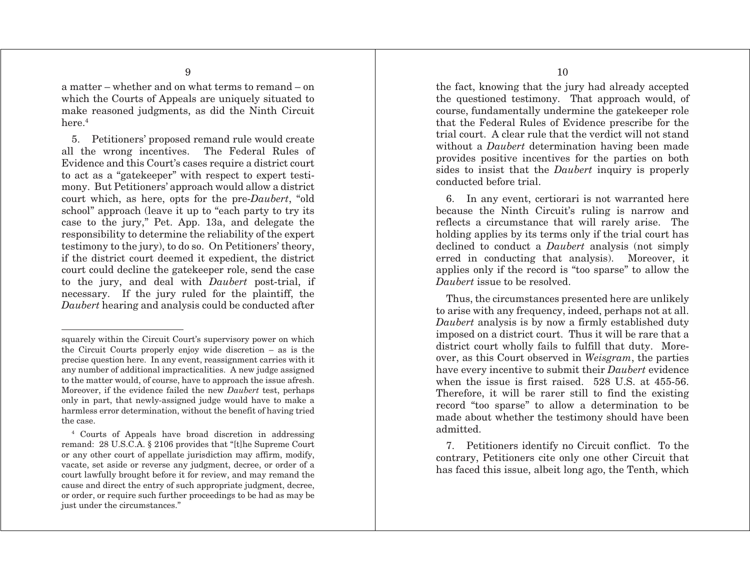a matter – whether and on what terms to remand – on which the Courts of Appeals are uniquely situated to make reasoned judgments, as did the Ninth Circuit here.[4]

5. Petitioners' proposed remand rule would create all the wrong incentives. The Federal Rules of Evidence and this Court's cases require a district court to act as a "gatekeeper" with respect to expert testimony. But Petitioners' approach would allow a district court which, as here, opts for the pre-*Daubert*, "old school" approach (leave it up to "each party to try its case to the jury," Pet. App. 13a, and delegate the responsibility to determine the reliability of the expert testimony to the jury), to do so. On Petitioners' theory, if the district court deemed it expedient, the district court could decline the gatekeeper role, send the case to the jury, and deal with *Daubert* post-trial, if necessary. If the jury ruled for the plaintiff, the *Daubert* hearing and analysis could be conducted after the fact, knowing that the jury had already accepted the questioned testimony. That approach would, of course, fundamentally undermine the gatekeeper role that the Federal Rules of Evidence prescribe for the trial court. A clear rule that the verdict will not stand without a *Daubert* determination having been made provides positive incentives for the parties on both sides to insist that the *Daubert* inquiry is properly conducted before trial.

6. In any event, certiorari is not warranted here because the Ninth Circuit's ruling is narrow and reflects a circumstance that will rarely arise. The holding applies by its terms only if the trial court has declined to conduct a *Daubert* analysis (not simply erred in conducting that analysis). Moreover, it applies only if the record is "too sparse" to allow the *Daubert* issue to be resolved.

Thus, the circumstances presented here are unlikely to arise with any frequency, indeed, perhaps not at all. *Daubert* analysis is by now a firmly established duty imposed on a district court. Thus it will be rare that a district court wholly fails to fulfill that duty. Moreover, as this Court observed in *Weisgram*, the parties have every incentive to submit their *Daubert* evidence when the issue is first raised. 528 U.S. at 455-56. Therefore, it will be rarer still to find the existing record "too sparse" to allow a determination to be made about whether the testimony should have been admitted.

7. Petitioners identify no Circuit conflict. To the contrary, Petitioners cite only one other Circuit that has faced this issue, albeit long ago, the Tenth, which

---

squarely within the Circuit Court's supervisory power on which the Circuit Courts properly enjoy wide discretion – as is the precise question here. In any event, reassignment carries with it any number of additional impracticalities. A new judge assigned to the matter would, of course, have to approach the issue afresh. Moreover, if the evidence failed the new *Daubert* test, perhaps only in part, that newly-assigned judge would have to make a harmless error determination, without the benefit of having tried the case.

[4] Courts of Appeals have broad discretion in addressing remand: 28 U.S.C.A. § 2106 provides that "[t]he Supreme Court or any other court of appellate jurisdiction may affirm, modify, vacate, set aside or reverse any judgment, decree, or order of a court lawfully brought before it for review, and may remand the cause and direct the entry of such appropriate judgment, decree, or order, or require such further proceedings to be had as may be just under the circumstances."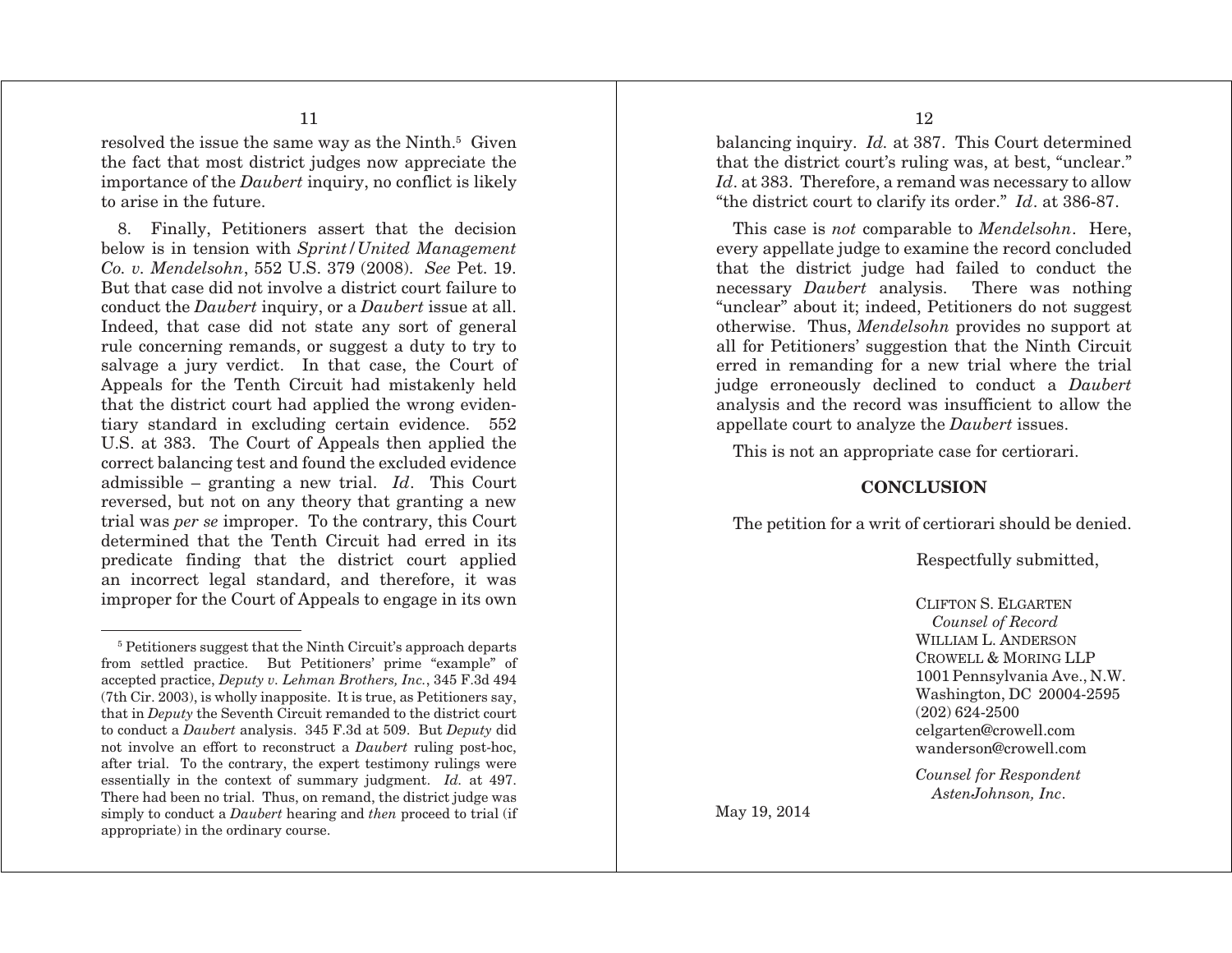resolved the issue the same way as the Ninth.[5] Given the fact that most district judges now appreciate the importance of the *Daubert* inquiry, no conflict is likely to arise in the future.

8. Finally, Petitioners assert that the decision below is in tension with *Sprint/United Management Co. v. Mendelsohn*, 552 U.S. 379 (2008). *See* Pet. 19. But that case did not involve a district court failure to conduct the *Daubert* inquiry, or a *Daubert* issue at all. Indeed, that case did not state any sort of general rule concerning remands, or suggest a duty to try to salvage a jury verdict. In that case, the Court of Appeals for the Tenth Circuit had mistakenly held that the district court had applied the wrong evidentiary standard in excluding certain evidence. 552 U.S. at 383. The Court of Appeals then applied the correct balancing test and found the excluded evidence admissible – granting a new trial. *Id*. This Court reversed, but not on any theory that granting a new trial was *per se* improper. To the contrary, this Court determined that the Tenth Circuit had erred in its predicate finding that the district court applied an incorrect legal standard, and therefore, it was improper for the Court of Appeals to engage in its own balancing inquiry. *Id.* at 387. This Court determined that the district court's ruling was, at best, "unclear." *Id*. at 383. Therefore, a remand was necessary to allow "the district court to clarify its order." *Id*. at 386-87.

This case is *not* comparable to *Mendelsohn*. Here, every appellate judge to examine the record concluded that the district judge had failed to conduct the necessary *Daubert* analysis. There was nothing "unclear" about it; indeed, Petitioners do not suggest otherwise. Thus, *Mendelsohn* provides no support at all for Petitioners' suggestion that the Ninth Circuit erred in remanding for a new trial where the trial judge erroneously declined to conduct a *Daubert* analysis and the record was insufficient to allow the appellate court to analyze the *Daubert* issues.

This is not an appropriate case for certiorari.

[5] Petitioners suggest that the Ninth Circuit's approach departs from settled practice. But Petitioners' prime "example" of accepted practice, *Deputy v. Lehman Brothers, Inc.*, 345 F.3d 494 (7th Cir. 2003), is wholly inapposite. It is true, as Petitioners say, that in *Deputy* the Seventh Circuit remanded to the district court to conduct a *Daubert* analysis. 345 F.3d at 509. But *Deputy* did not involve an effort to reconstruct a *Daubert* ruling post-hoc, after trial. To the contrary, the expert testimony rulings were essentially in the context of summary judgment. *Id.* at 497. There had been no trial. Thus, on remand, the district judge was simply to conduct a *Daubert* hearing and *then* proceed to trial (if appropriate) in the ordinary course.

## CONCLUSION

The petition for a writ of certiorari should be denied.

Respectfully submitted,

CLIFTON S. ELGARTEN
*Counsel of Record*
WILLIAM L. ANDERSON
CROWELL & MORING LLP
1001 Pennsylvania Ave., N.W.
Washington, DC 20004-2595
(202) 624-2500
celgarten@crowell.com
wanderson@crowell.com

*Counsel for Respondent AstenJohnson, Inc*.

May 19, 2014